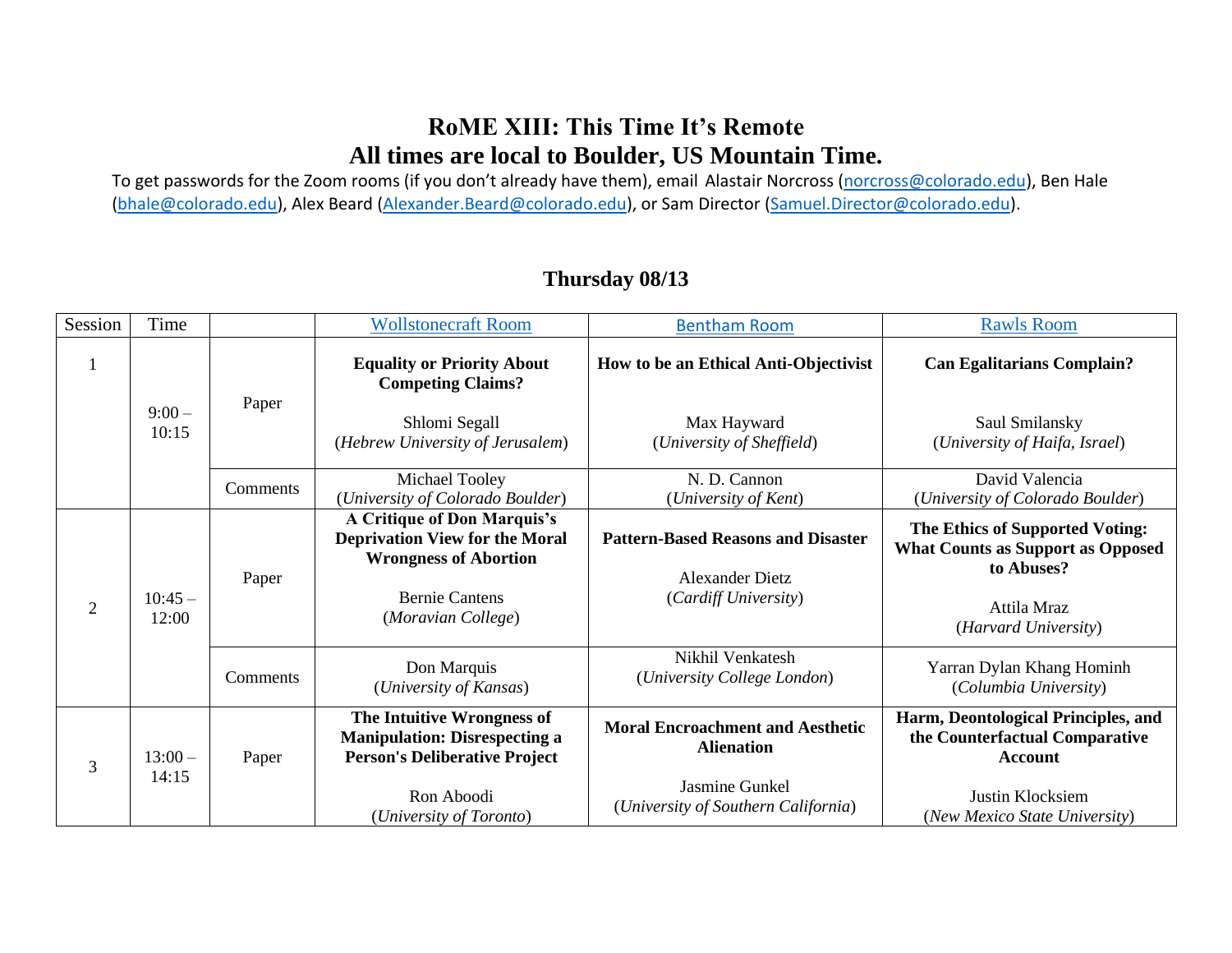# RoME XIII: This Time It's Remote
# All times are local to Boulder, US Mountain Time.

To get passwords for the Zoom rooms (if you don't already have them), email Alastair Norcross (norcross@colorado.edu), Ben Hale (bhale@colorado.edu), Alex Beard (Alexander.Beard@colorado.edu), or Sam Director (Samuel.Director@colorado.edu).

## Thursday 08/13

| Session | Time | | Wollstonecraft Room | Bentham Room | Rawls Room |
|---|---|---|---|---|---|
| 1 | 9:00 – 10:15 | Paper | **Equality or Priority About Competing Claims?**<br><br>Shlomi Segall<br>(*Hebrew University of Jerusalem*) | **How to be an Ethical Anti-Objectivist**<br><br>Max Hayward<br>(*University of Sheffield*) | **Can Egalitarians Complain?**<br><br>Saul Smilansky<br>(*University of Haifa, Israel*) |
| | | Comments | Michael Tooley<br>(*University of Colorado Boulder*) | N. D. Cannon<br>(*University of Kent*) | David Valencia<br>(*University of Colorado Boulder*) |
| 2 | 10:45 – 12:00 | Paper | **A Critique of Don Marquis's Deprivation View for the Moral Wrongness of Abortion**<br><br>Bernie Cantens<br>(*Moravian College*) | **Pattern-Based Reasons and Disaster**<br><br>Alexander Dietz<br>(*Cardiff University*) | **The Ethics of Supported Voting: What Counts as Support as Opposed to Abuses?**<br><br>Attila Mraz<br>(*Harvard University*) |
| | | Comments | Don Marquis<br>(*University of Kansas*) | Nikhil Venkatesh<br>(*University College London*) | Yarran Dylan Khang Hominh<br>(*Columbia University*) |
| 3 | 13:00 – 14:15 | Paper | **The Intuitive Wrongness of Manipulation: Disrespecting a Person's Deliberative Project**<br><br>Ron Aboodi<br>(*University of Toronto*) | **Moral Encroachment and Aesthetic Alienation**<br><br>Jasmine Gunkel<br>(*University of Southern California*) | **Harm, Deontological Principles, and the Counterfactual Comparative Account**<br><br>Justin Klocksiem<br>(*New Mexico State University*) |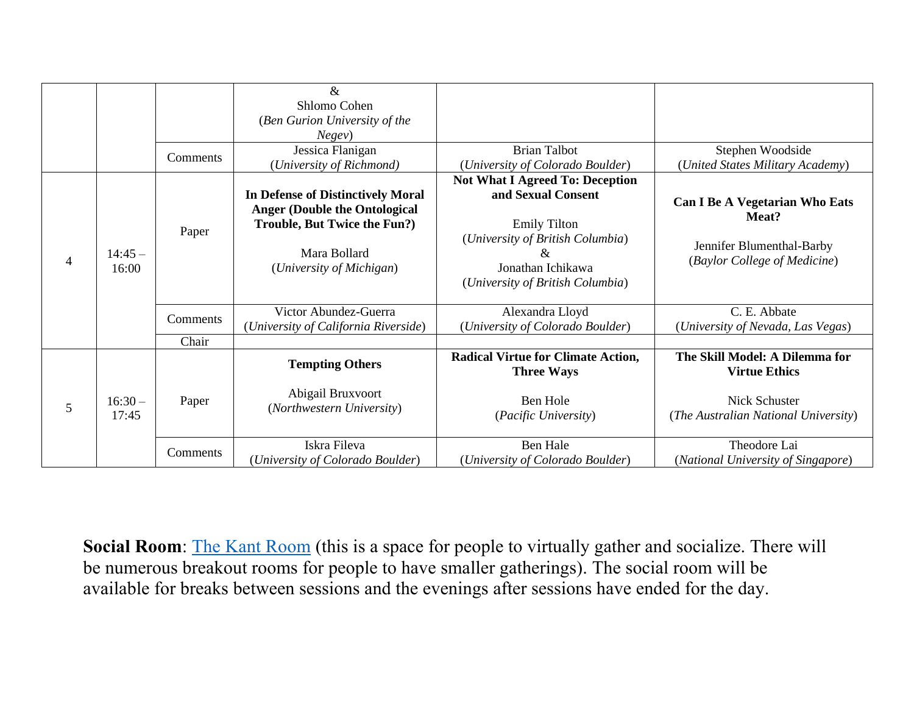| | | | | | |
|---|---|---|---|---|---|
| | | | & Shlomo Cohen (*Ben Gurion University of the Negev*) | | |
| | | Comments | Jessica Flanigan (*University of Richmond)* | Brian Talbot (*University of Colorado Boulder*) | Stephen Woodside (*United States Military Academy*) |
| 4 | 14:45 – 16:00 | Paper | **In Defense of Distinctively Moral Anger (Double the Ontological Trouble, But Twice the Fun?)** Mara Bollard (*University of Michigan*) | **Not What I Agreed To: Deception and Sexual Consent** Emily Tilton (*University of British Columbia*) & Jonathan Ichikawa (*University of British Columbia*) | **Can I Be A Vegetarian Who Eats Meat?** Jennifer Blumenthal-Barby (*Baylor College of Medicine*) |
| | | Comments | Victor Abundez-Guerra (*University of California Riverside*) | Alexandra Lloyd (*University of Colorado Boulder*) | C. E. Abbate (*University of Nevada, Las Vegas*) |
| | | Chair | | | |
| 5 | 16:30 – 17:45 | Paper | **Tempting Others** Abigail Bruxvoort (*Northwestern University*) | **Radical Virtue for Climate Action, Three Ways** Ben Hole (*Pacific University*) | **The Skill Model: A Dilemma for Virtue Ethics** Nick Schuster (*The Australian National University*) |
| | | Comments | Iskra Fileva (*University of Colorado Boulder*) | Ben Hale (*University of Colorado Boulder*) | Theodore Lai (*National University of Singapore*) |

**Social Room**: The Kant Room (this is a space for people to virtually gather and socialize. There will be numerous breakout rooms for people to have smaller gatherings). The social room will be available for breaks between sessions and the evenings after sessions have ended for the day.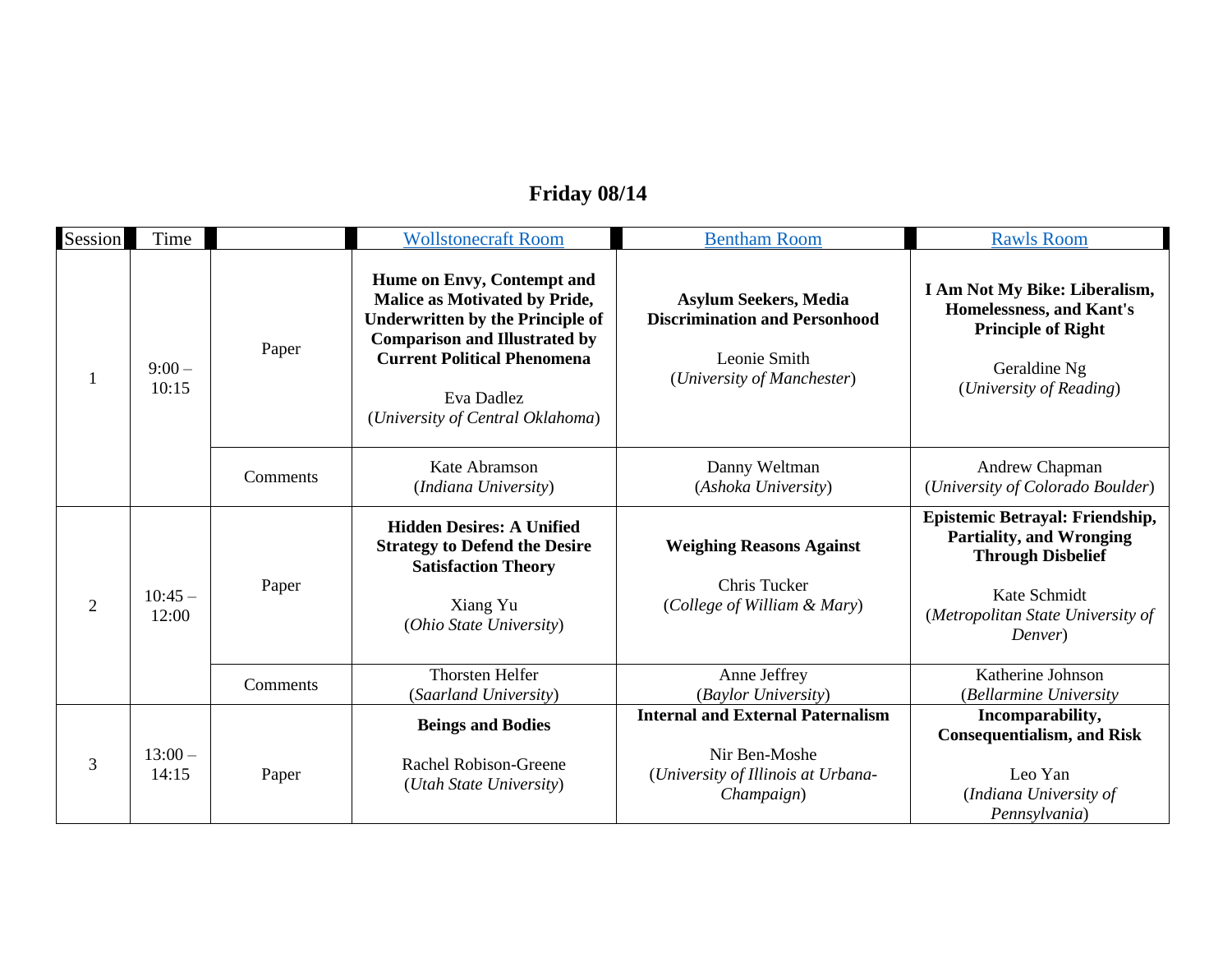## Friday 08/14

| Session | Time | | Wollstonecraft Room | Bentham Room | Rawls Room |
|---|---|---|---|---|---|
| 1 | 9:00 – 10:15 | Paper | **Hume on Envy, Contempt and Malice as Motivated by Pride, Underwritten by the Principle of Comparison and Illustrated by Current Political Phenomena**<br><br>Eva Dadlez<br>(*University of Central Oklahoma*) | **Asylum Seekers, Media Discrimination and Personhood**<br><br>Leonie Smith<br>(*University of Manchester*) | **I Am Not My Bike: Liberalism, Homelessness, and Kant's Principle of Right**<br><br>Geraldine Ng<br>(*University of Reading*) |
| | | Comments | Kate Abramson<br>(*Indiana University*) | Danny Weltman<br>(*Ashoka University*) | Andrew Chapman<br>(*University of Colorado Boulder*) |
| 2 | 10:45 – 12:00 | Paper | **Hidden Desires: A Unified Strategy to Defend the Desire Satisfaction Theory**<br><br>Xiang Yu<br>(*Ohio State University*) | **Weighing Reasons Against**<br><br>Chris Tucker<br>(*College of William & Mary*) | **Epistemic Betrayal: Friendship, Partiality, and Wronging Through Disbelief**<br><br>Kate Schmidt<br>(*Metropolitan State University of Denver*) |
| | | Comments | Thorsten Helfer<br>(*Saarland University*) | Anne Jeffrey<br>(*Baylor University*) | Katherine Johnson<br>(*Bellarmine University* |
| 3 | 13:00 – 14:15 | Paper | **Beings and Bodies**<br><br>Rachel Robison-Greene<br>(*Utah State University*) | **Internal and External Paternalism**<br><br>Nir Ben-Moshe<br>(*University of Illinois at Urbana-Champaign*) | **Incomparability, Consequentialism, and Risk**<br><br>Leo Yan<br>(*Indiana University of Pennsylvania*) |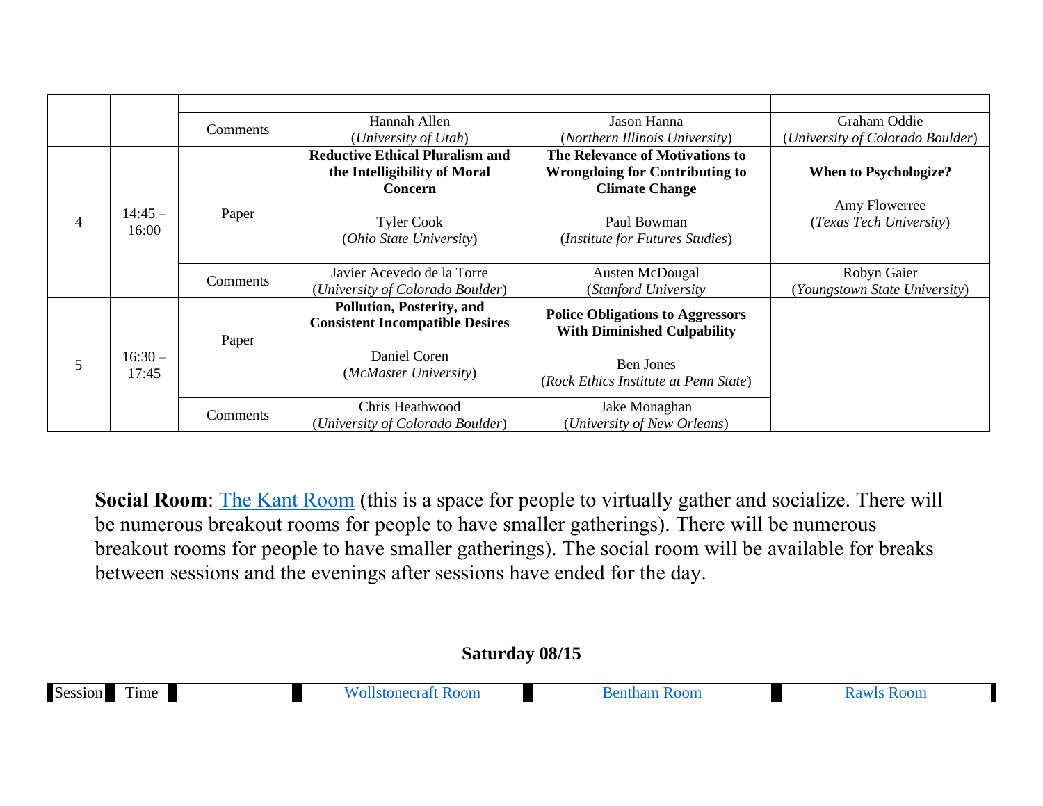| | | | | | |
|---|---|---|---|---|---|
| | | Comments | Hannah Allen (*University of Utah*) | Jason Hanna (*Northern Illinois University*) | Graham Oddie (*University of Colorado Boulder*) |
| 4 | 14:45 – 16:00 | Paper | **Reductive Ethical Pluralism and the Intelligibility of Moral Concern** Tyler Cook (*Ohio State University*) | **The Relevance of Motivations to Wrongdoing for Contributing to Climate Change** Paul Bowman (*Institute for Futures Studies*) | **When to Psychologize?** Amy Flowerree (*Texas Tech University*) |
| | | Comments | Javier Acevedo de la Torre (*University of Colorado Boulder*) | Austen McDougal (*Stanford University* | Robyn Gaier (*Youngstown State University*) |
| 5 | 16:30 – 17:45 | Paper | **Pollution, Posterity, and Consistent Incompatible Desires** Daniel Coren (*McMaster University*) | **Police Obligations to Aggressors With Diminished Culpability** Ben Jones (*Rock Ethics Institute at Penn State*) | |
| | | Comments | Chris Heathwood (*University of Colorado Boulder*) | Jake Monaghan (*University of New Orleans*) | |

**Social Room**: The Kant Room (this is a space for people to virtually gather and socialize. There will be numerous breakout rooms for people to have smaller gatherings). There will be numerous breakout rooms for people to have smaller gatherings). The social room will be available for breaks between sessions and the evenings after sessions have ended for the day.

**Saturday 08/15**

| Session | Time | | Wollstonecraft Room | Bentham Room | Rawls Room |
|---|---|---|---|---|---|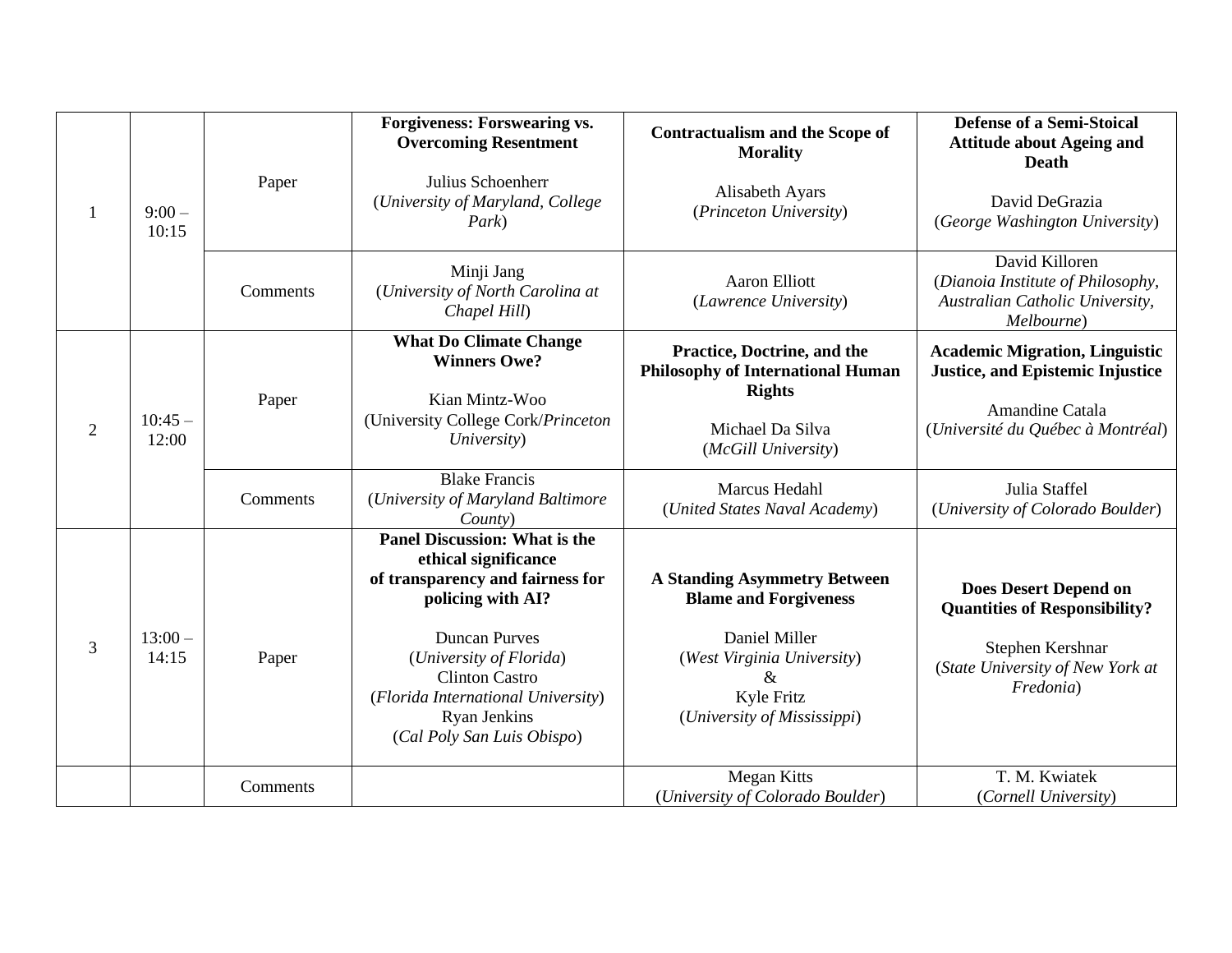| | | | | | |
|---|---|---|---|---|---|
| 1 | 9:00 – 10:15 | Paper | **Forgiveness: Forswearing vs. Overcoming Resentment**<br><br>Julius Schoenherr<br>(*University of Maryland, College Park*) | **Contractualism and the Scope of Morality**<br><br>Alisabeth Ayars<br>(*Princeton University*) | **Defense of a Semi-Stoical Attitude about Ageing and Death**<br><br>David DeGrazia<br>(*George Washington University*) |
| | | Comments | Minji Jang<br>(*University of North Carolina at Chapel Hill*) | Aaron Elliott<br>(*Lawrence University*) | David Killoren<br>(*Dianoia Institute of Philosophy, Australian Catholic University, Melbourne*) |
| 2 | 10:45 – 12:00 | Paper | **What Do Climate Change Winners Owe?**<br><br>Kian Mintz-Woo<br>(University College Cork/*Princeton University*) | **Practice, Doctrine, and the Philosophy of International Human Rights**<br><br>Michael Da Silva<br>(*McGill University*) | **Academic Migration, Linguistic Justice, and Epistemic Injustice**<br><br>Amandine Catala<br>(*Université du Québec à Montréal*) |
| | | Comments | Blake Francis<br>(*University of Maryland Baltimore County*) | Marcus Hedahl<br>(*United States Naval Academy*) | Julia Staffel<br>(*University of Colorado Boulder*) |
| 3 | 13:00 – 14:15 | Paper | **Panel Discussion: What is the ethical significance of transparency and fairness for policing with AI?**<br><br>Duncan Purves<br>(*University of Florida*)<br>Clinton Castro<br>(*Florida International University*)<br>Ryan Jenkins<br>(*Cal Poly San Luis Obispo*) | **A Standing Asymmetry Between Blame and Forgiveness**<br><br>Daniel Miller<br>(*West Virginia University*)<br>&<br>Kyle Fritz<br>(*University of Mississippi*) | **Does Desert Depend on Quantities of Responsibility?**<br><br>Stephen Kershnar<br>(*State University of New York at Fredonia*) |
| | | Comments | | Megan Kitts<br>(*University of Colorado Boulder*) | T. M. Kwiatek<br>(*Cornell University*) |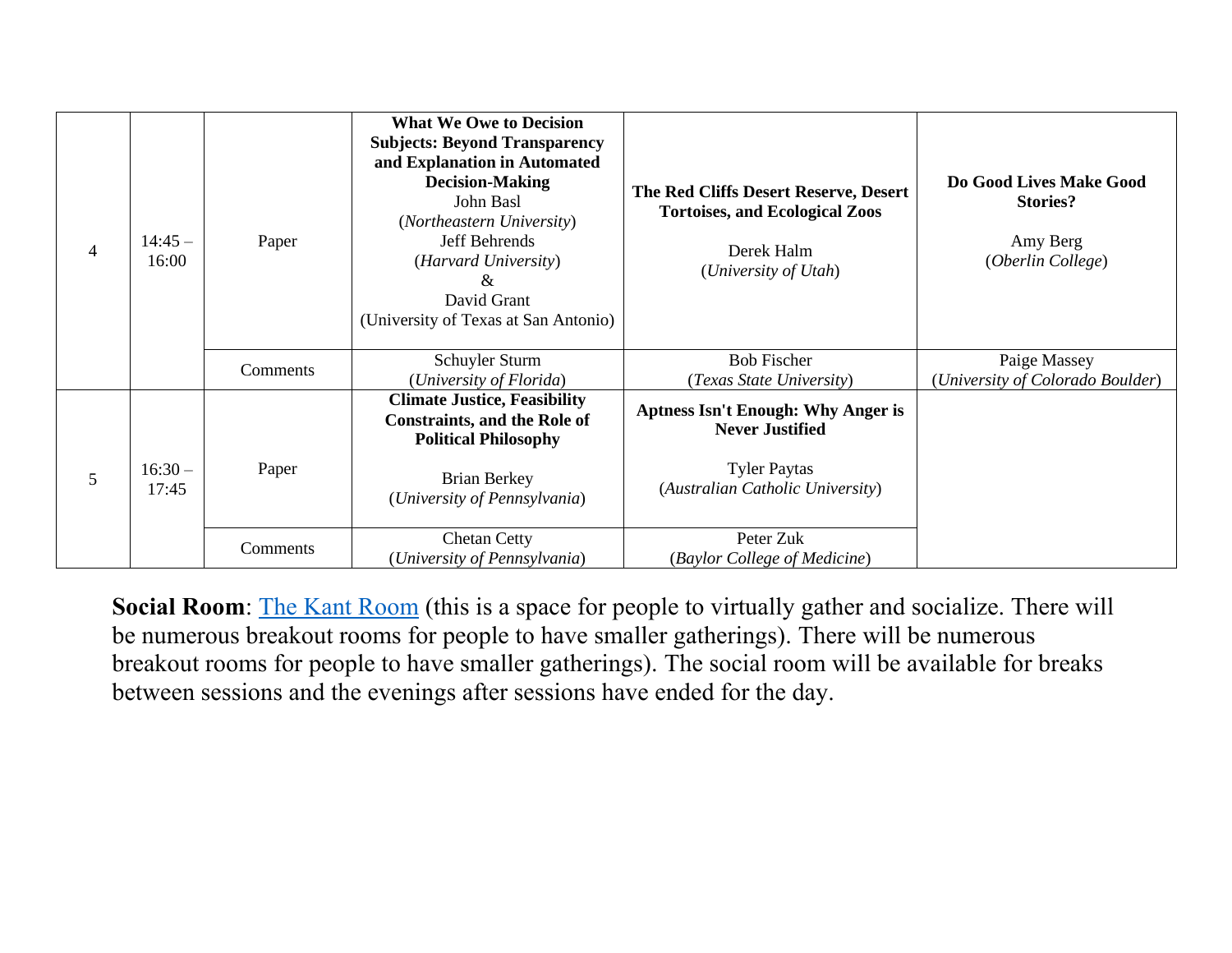| 4 | 14:45 – 16:00 | Paper | **What We Owe to Decision Subjects: Beyond Transparency and Explanation in Automated Decision-Making**<br>John Basl<br>(*Northeastern University*)<br>Jeff Behrends<br>(*Harvard University*)<br>&<br>David Grant<br>(University of Texas at San Antonio) | **The Red Cliffs Desert Reserve, Desert Tortoises, and Ecological Zoos**<br><br>Derek Halm<br>(*University of Utah*) | **Do Good Lives Make Good Stories?**<br><br>Amy Berg<br>(*Oberlin College*) |
|---|---|---|---|---|---|
| | | Comments | Schuyler Sturm<br>(*University of Florida*) | Bob Fischer<br>(*Texas State University*) | Paige Massey<br>(*University of Colorado Boulder*) |
| 5 | 16:30 – 17:45 | Paper | **Climate Justice, Feasibility Constraints, and the Role of Political Philosophy**<br><br>Brian Berkey<br>(*University of Pennsylvania*) | **Aptness Isn't Enough: Why Anger is Never Justified**<br><br>Tyler Paytas<br>(*Australian Catholic University*) | |
| | | Comments | Chetan Cetty<br>(*University of Pennsylvania*) | Peter Zuk<br>(*Baylor College of Medicine*) | |

**Social Room**: The Kant Room (this is a space for people to virtually gather and socialize. There will be numerous breakout rooms for people to have smaller gatherings). There will be numerous breakout rooms for people to have smaller gatherings). The social room will be available for breaks between sessions and the evenings after sessions have ended for the day.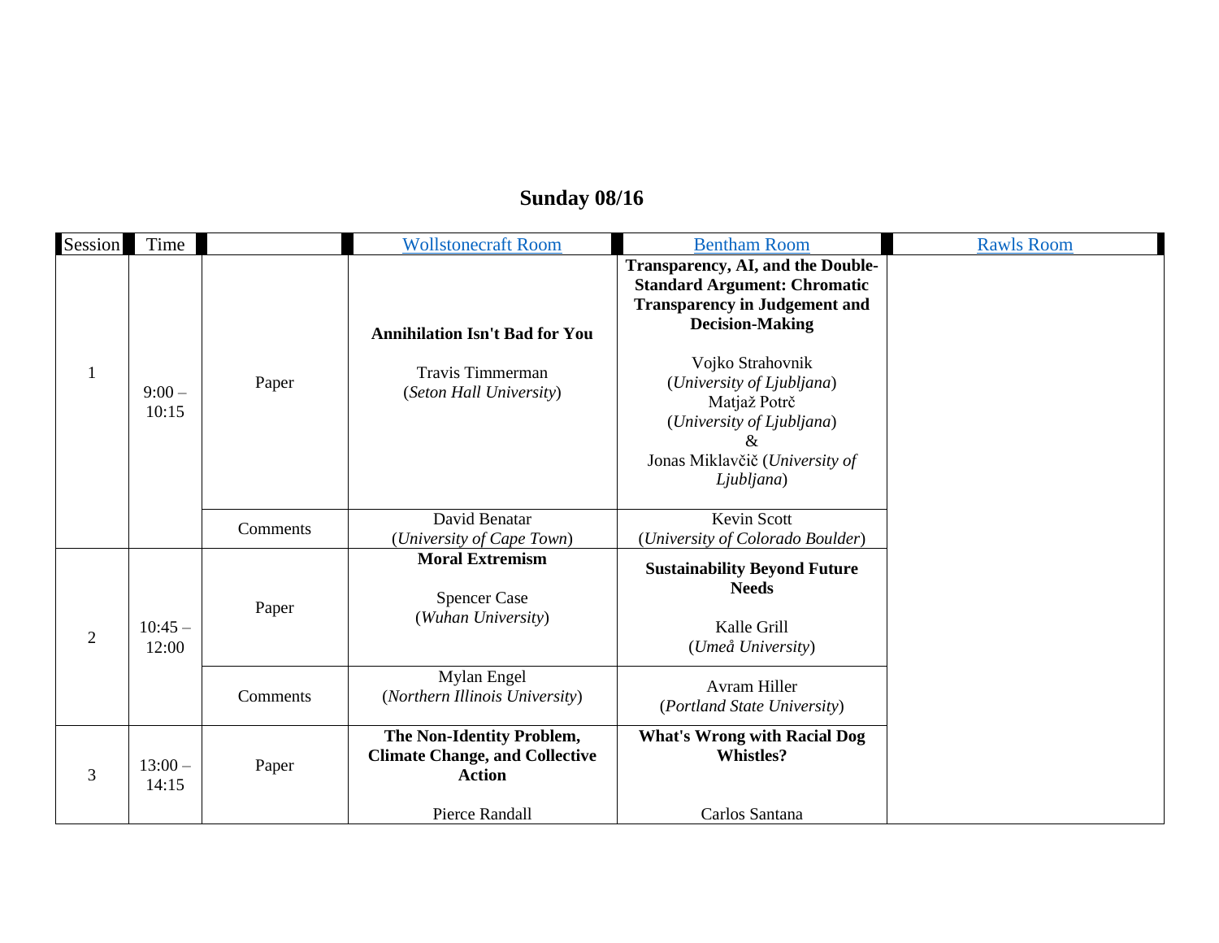# Sunday 08/16

| Session | Time | | Wollstonecraft Room | Bentham Room | Rawls Room |
|---|---|---|---|---|---|
| 1 | 9:00 – 10:15 | Paper | **Annihilation Isn't Bad for You**<br><br>Travis Timmerman<br>(*Seton Hall University*) | **Transparency, AI, and the Double-Standard Argument: Chromatic Transparency in Judgement and Decision-Making**<br><br>Vojko Strahovnik<br>(*University of Ljubljana*)<br>Matjaž Potrč<br>(*University of Ljubljana*)<br>&<br>Jonas Miklavčič (*University of Ljubljana*) | |
| | | Comments | David Benatar<br>(*University of Cape Town*) | Kevin Scott<br>(*University of Colorado Boulder*) | |
| 2 | 10:45 – 12:00 | Paper | **Moral Extremism**<br><br>Spencer Case<br>(*Wuhan University*) | **Sustainability Beyond Future Needs**<br><br>Kalle Grill<br>(*Umeå University*) | |
| | | Comments | Mylan Engel<br>(*Northern Illinois University*) | Avram Hiller<br>(*Portland State University*) | |
| 3 | 13:00 – 14:15 | Paper | **The Non-Identity Problem, Climate Change, and Collective Action**<br><br>Pierce Randall | **What's Wrong with Racial Dog Whistles?**<br><br>Carlos Santana | |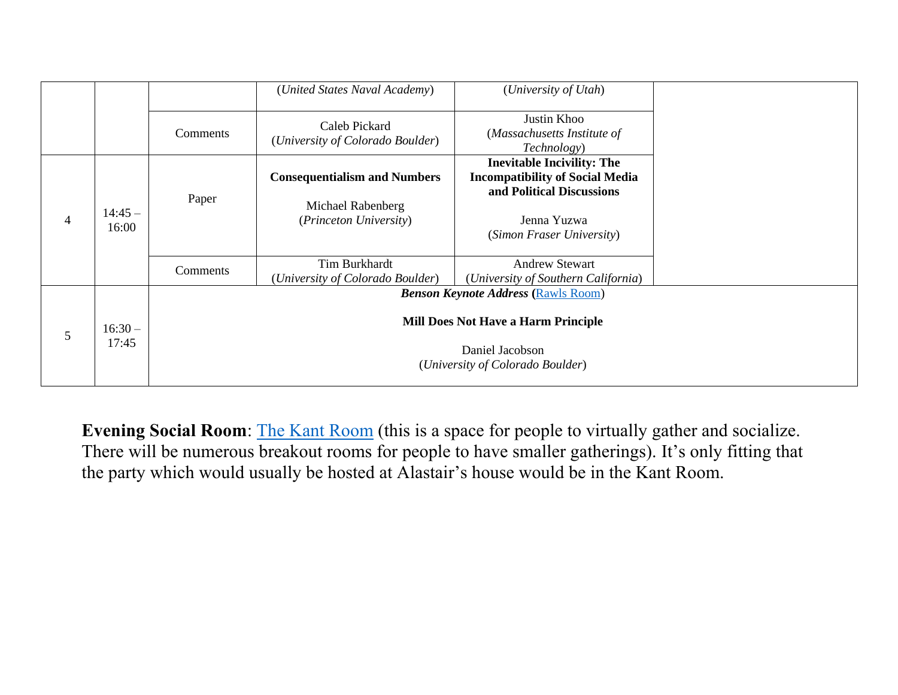| | | | | | |
|---|---|---|---|---|---|
| | | | (*United States Naval Academy*) | (*University of Utah*) | |
| | | Comments | Caleb Pickard (*University of Colorado Boulder*) | Justin Khoo (*Massachusetts Institute of Technology*) | |
| 4 | 14:45 – 16:00 | Paper | **Consequentialism and Numbers** Michael Rabenberg (*Princeton University*) | **Inevitable Incivility: The Incompatibility of Social Media and Political Discussions** Jenna Yuzwa (*Simon Fraser University*) | |
| | | Comments | Tim Burkhardt (*University of Colorado Boulder*) | Andrew Stewart (*University of Southern California*) | |
| 5 | 16:30 – 17:45 | ***Benson Keynote Address*** **(**Rawls Room) **Mill Does Not Have a Harm Principle** Daniel Jacobson (*University of Colorado Boulder*) | | | |

**Evening Social Room**: The Kant Room (this is a space for people to virtually gather and socialize. There will be numerous breakout rooms for people to have smaller gatherings). It's only fitting that the party which would usually be hosted at Alastair's house would be in the Kant Room.